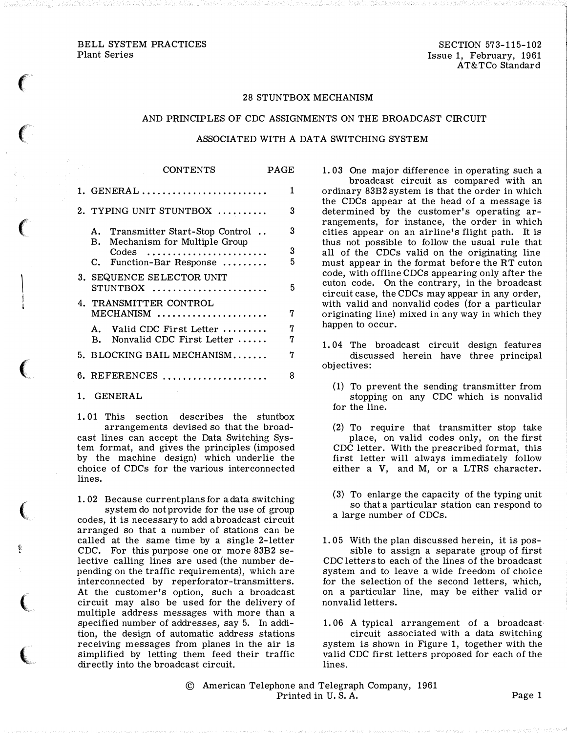BELL SYSTEM PRACTICES
Plant Series

SECTION 573-115-102
Issue 1, February, 1961
AT&TCo Standard

# 28 STUNTBOX MECHANISM

# AND PRINCIPLES OF CDC ASSIGNMENTS ON THE BROADCAST CIRCUIT

# ASSOCIATED WITH A DATA SWITCHING SYSTEM

| CONTENTS | PAGE |
|---|---|
| 1. GENERAL | 1 |
| 2. TYPING UNIT STUNTBOX | 3 |
| A. Transmitter Start-Stop Control | 3 |
| B. Mechanism for Multiple Group Codes | 3 |
| C. Function-Bar Response | 5 |
| 3. SEQUENCE SELECTOR UNIT STUNTBOX | 5 |
| 4. TRANSMITTER CONTROL MECHANISM | 7 |
| A. Valid CDC First Letter | 7 |
| B. Nonvalid CDC First Letter | 7 |
| 5. BLOCKING BAIL MECHANISM | 7 |
| 6. REFERENCES | 8 |

## 1. GENERAL

1.01 This section describes the stuntbox arrangements devised so that the broadcast lines can accept the Data Switching System format, and gives the principles (imposed by the machine design) which underlie the choice of CDCs for the various interconnected lines.

1.02 Because current plans for a data switching system do not provide for the use of group codes, it is necessary to add a broadcast circuit arranged so that a number of stations can be called at the same time by a single 2-letter CDC. For this purpose one or more 83B2 selective calling lines are used (the number depending on the traffic requirements), which are interconnected by reperforator-transmitters. At the customer's option, such a broadcast circuit may also be used for the delivery of multiple address messages with more than a specified number of addresses, say 5. In addition, the design of automatic address stations receiving messages from planes in the air is simplified by letting them feed their traffic directly into the broadcast circuit.

1.03 One major difference in operating such a broadcast circuit as compared with an ordinary 83B2 system is that the order in which the CDCs appear at the head of a message is determined by the customer's operating arrangements, for instance, the order in which cities appear on an airline's flight path. It is thus not possible to follow the usual rule that all of the CDCs valid on the originating line must appear in the format before the RT cuton code, with offline CDCs appearing only after the cuton code. On the contrary, in the broadcast circuit case, the CDCs may appear in any order, with valid and nonvalid codes (for a particular originating line) mixed in any way in which they happen to occur.

1.04 The broadcast circuit design features discussed herein have three principal objectives:

(1) To prevent the sending transmitter from stopping on any CDC which is nonvalid for the line.

(2) To require that transmitter stop take place, on valid codes only, on the first CDC letter. With the prescribed format, this first letter will always immediately follow either a V, and M, or a LTRS character.

(3) To enlarge the capacity of the typing unit so that a particular station can respond to a large number of CDCs.

1.05 With the plan discussed herein, it is possible to assign a separate group of first CDC letters to each of the lines of the broadcast system and to leave a wide freedom of choice for the selection of the second letters, which, on a particular line, may be either valid or nonvalid letters.

1.06 A typical arrangement of a broadcast circuit associated with a data switching system is shown in Figure 1, together with the valid CDC first letters proposed for each of the lines.

© American Telephone and Telegraph Company, 1961
Printed in U. S. A.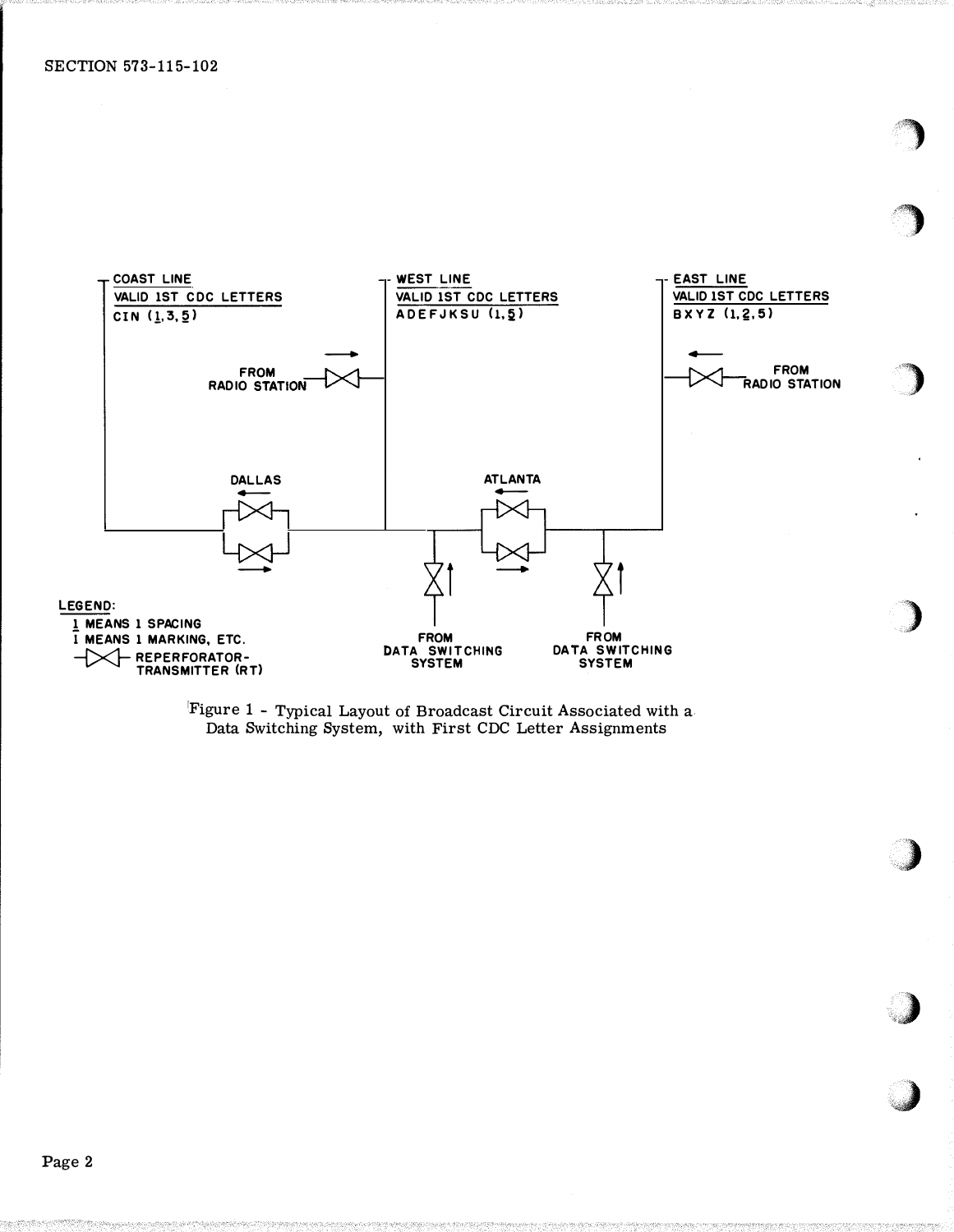COAST LINE
VALID 1ST CDC LETTERS
CIN (1,3,5)

WEST LINE
VALID 1ST CDC LETTERS
ADEFJKSU (1,5)

EAST LINE
VALID 1ST CDC LETTERS
BXYZ (1,2,5)

FROM RADIO STATION

FROM RADIO STATION

DALLAS

ATLANTA

FROM DATA SWITCHING SYSTEM

FROM DATA SWITCHING SYSTEM

LEGEND:
1 MEANS 1 SPACING
1 MEANS 1 MARKING, ETC.
REPERFORATOR-TRANSMITTER (RT)

Figure 1 - Typical Layout of Broadcast Circuit Associated with a Data Switching System, with First CDC Letter Assignments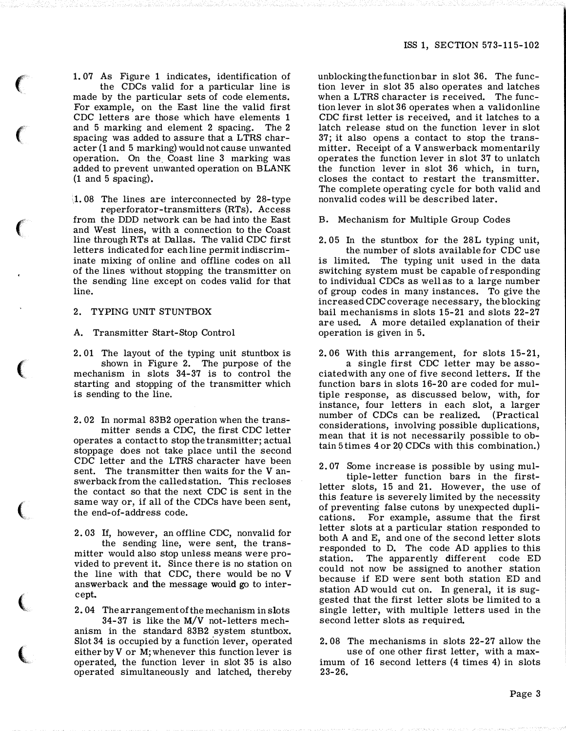1.07 As Figure 1 indicates, identification of the CDCs valid for a particular line is made by the particular sets of code elements. For example, on the East line the valid first CDC letters are those which have elements 1 and 5 marking and element 2 spacing. The 2 spacing was added to assure that a LTRS character (1 and 5 marking) would not cause unwanted operation. On the Coast line 3 marking was added to prevent unwanted operation on BLANK (1 and 5 spacing).

1.08 The lines are interconnected by 28-type reperforator-transmitters (RTs). Access from the DDD network can be had into the East and West lines, with a connection to the Coast line through RTs at Dallas. The valid CDC first letters indicated for each line permit indiscriminate mixing of online and offline codes on all of the lines without stopping the transmitter on the sending line except on codes valid for that line.

## 2. TYPING UNIT STUNTBOX

### A. Transmitter Start-Stop Control

2.01 The layout of the typing unit stuntbox is shown in Figure 2. The purpose of the mechanism in slots 34-37 is to control the starting and stopping of the transmitter which is sending to the line.

2.02 In normal 83B2 operation when the transmitter sends a CDC, the first CDC letter operates a contact to stop the transmitter; actual stoppage does not take place until the second CDC letter and the LTRS character have been sent. The transmitter then waits for the V answerback from the called station. This recloses the contact so that the next CDC is sent in the same way or, if all of the CDCs have been sent, the end-of-address code.

2.03 If, however, an offline CDC, nonvalid for the sending line, were sent, the transmitter would also stop unless means were provided to prevent it. Since there is no station on the line with that CDC, there would be no V answerback and the message would go to intercept.

2.04 The arrangement of the mechanism in slots 34-37 is like the M/V not-letters mechanism in the standard 83B2 system stuntbox. Slot 34 is occupied by a function lever, operated either by V or M; whenever this function lever is operated, the function lever in slot 35 is also operated simultaneously and latched, thereby unblocking the function bar in slot 36. The function lever in slot 35 also operates and latches when a LTRS character is received. The function lever in slot 36 operates when a valid online CDC first letter is received, and it latches to a latch release stud on the function lever in slot 37; it also opens a contact to stop the transmitter. Receipt of a V answerback momentarily operates the function lever in slot 37 to unlatch the function lever in slot 36 which, in turn, closes the contact to restart the transmitter. The complete operating cycle for both valid and nonvalid codes will be described later.

### B. Mechanism for Multiple Group Codes

2.05 In the stuntbox for the 28L typing unit, the number of slots available for CDC use is limited. The typing unit used in the data switching system must be capable of responding to individual CDCs as well as to a large number of group codes in many instances. To give the increased CDC coverage necessary, the blocking bail mechanisms in slots 15-21 and slots 22-27 are used. A more detailed explanation of their operation is given in 5.

2.06 With this arrangement, for slots 15-21, a single first CDC letter may be associated with any one of five second letters. If the function bars in slots 16-20 are coded for multiple response, as discussed below, with, for instance, four letters in each slot, a larger number of CDCs can be realized. (Practical considerations, involving possible duplications, mean that it is not necessarily possible to obtain 5 times 4 or 20 CDCs with this combination.)

2.07 Some increase is possible by using multiple-letter function bars in the first-letter slots, 15 and 21. However, the use of this feature is severely limited by the necessity of preventing false cutons by unexpected duplications. For example, assume that the first letter slots at a particular station responded to both A and E, and one of the second letter slots responded to D. The code AD applies to this station. The apparently different code ED could not now be assigned to another station because if ED were sent both station ED and station AD would cut on. In general, it is suggested that the first letter slots be limited to a single letter, with multiple letters used in the second letter slots as required.

2.08 The mechanisms in slots 22-27 allow the use of one other first letter, with a maximum of 16 second letters (4 times 4) in slots 23-26.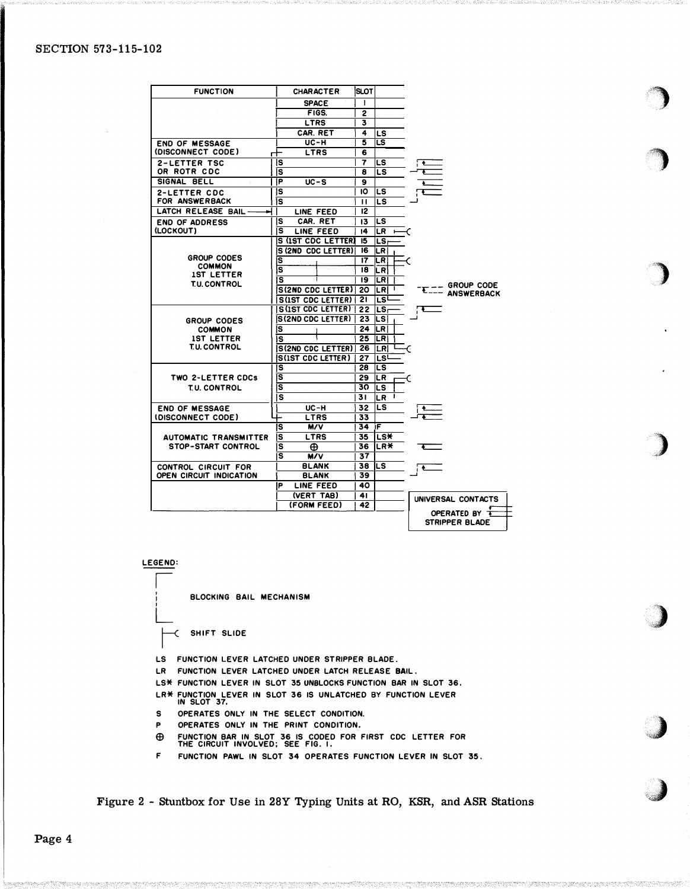| FUNCTION | CHARACTER | SLOT | |
|---|---|---|---|
| | SPACE | 1 | |
| | FIGS. | 2 | |
| | LTRS | 3 | |
| | CAR. RET | 4 | LS |
| END OF MESSAGE (DISCONNECT CODE) | UC-H | 5 | LS |
| | LTRS | 6 | |
| 2-LETTER TSC OR ROTR CDC | S | 7 | LS |
| | S | 8 | LS |
| SIGNAL BELL | P UC-S | 9 | |
| 2-LETTER CDC FOR ANSWERBACK | S | 10 | LS |
| | S | 11 | LS |
| LATCH RELEASE BAIL | LINE FEED | 12 | |
| END OF ADDRESS (LOCKOUT) | S CAR. RET | 13 | LS |
| | S LINE FEED | 14 | LR |
| GROUP CODES COMMON 1ST LETTER T.U. CONTROL | S (1ST CDC LETTER) | 15 | LS |
| | S (2ND CDC LETTER) | 16 | LR |
| | S | 17 | LR |
| | S | 18 | LR |
| | S | 19 | LR |
| | S (2ND CDC LETTER) | 20 | LR |
| | S (1ST CDC LETTER) | 21 | LS |
| GROUP CODES COMMON 1ST LETTER T.U. CONTROL | S (1ST CDC LETTER) | 22 | LS |
| | S (2ND CDC LETTER) | 23 | LS |
| | S | 24 | LR |
| | S | 25 | LR |
| | S (2ND CDC LETTER) | 26 | LR |
| | S (1ST CDC LETTER) | 27 | LS |
| TWO 2-LETTER CDCs T.U. CONTROL | S | 28 | LS |
| | S | 29 | LR |
| | S | 30 | LS |
| | S | 31 | LR |
| END OF MESSAGE (DISCONNECT CODE) | UC-H | 32 | LS |
| | LTRS | 33 | |
| AUTOMATIC TRANSMITTER STOP-START CONTROL | S M/V | 34 | F |
| | S LTRS | 35 | LS* |
| | S ⊕ | 36 | LR* |
| | S M/V | 37 | |
| CONTROL CIRCUIT FOR OPEN CIRCUIT INDICATION | BLANK | 38 | LS |
| | BLANK | 39 | |
| | P LINE FEED | 40 | |
| | (VERT TAB) | 41 | |
| | (FORM FEED) | 42 | |

GROUP CODE ANSWERBACK

UNIVERSAL CONTACTS OPERATED BY STRIPPER BLADE

LEGEND:

BLOCKING BAIL MECHANISM

SHIFT SLIDE

LS FUNCTION LEVER LATCHED UNDER STRIPPER BLADE.

LR FUNCTION LEVER LATCHED UNDER LATCH RELEASE BAIL.

LS* FUNCTION LEVER IN SLOT 35 UNBLOCKS FUNCTION BAR IN SLOT 36.

LR* FUNCTION LEVER IN SLOT 36 IS UNLATCHED BY FUNCTION LEVER IN SLOT 37.

S OPERATES ONLY IN THE SELECT CONDITION.

P OPERATES ONLY IN THE PRINT CONDITION.

⊕ FUNCTION BAR IN SLOT 36 IS CODED FOR FIRST CDC LETTER FOR THE CIRCUIT INVOLVED; SEE FIG. 1.

F FUNCTION PAWL IN SLOT 34 OPERATES FUNCTION LEVER IN SLOT 35.

Figure 2 - Stuntbox for Use in 28Y Typing Units at RO, KSR, and ASR Stations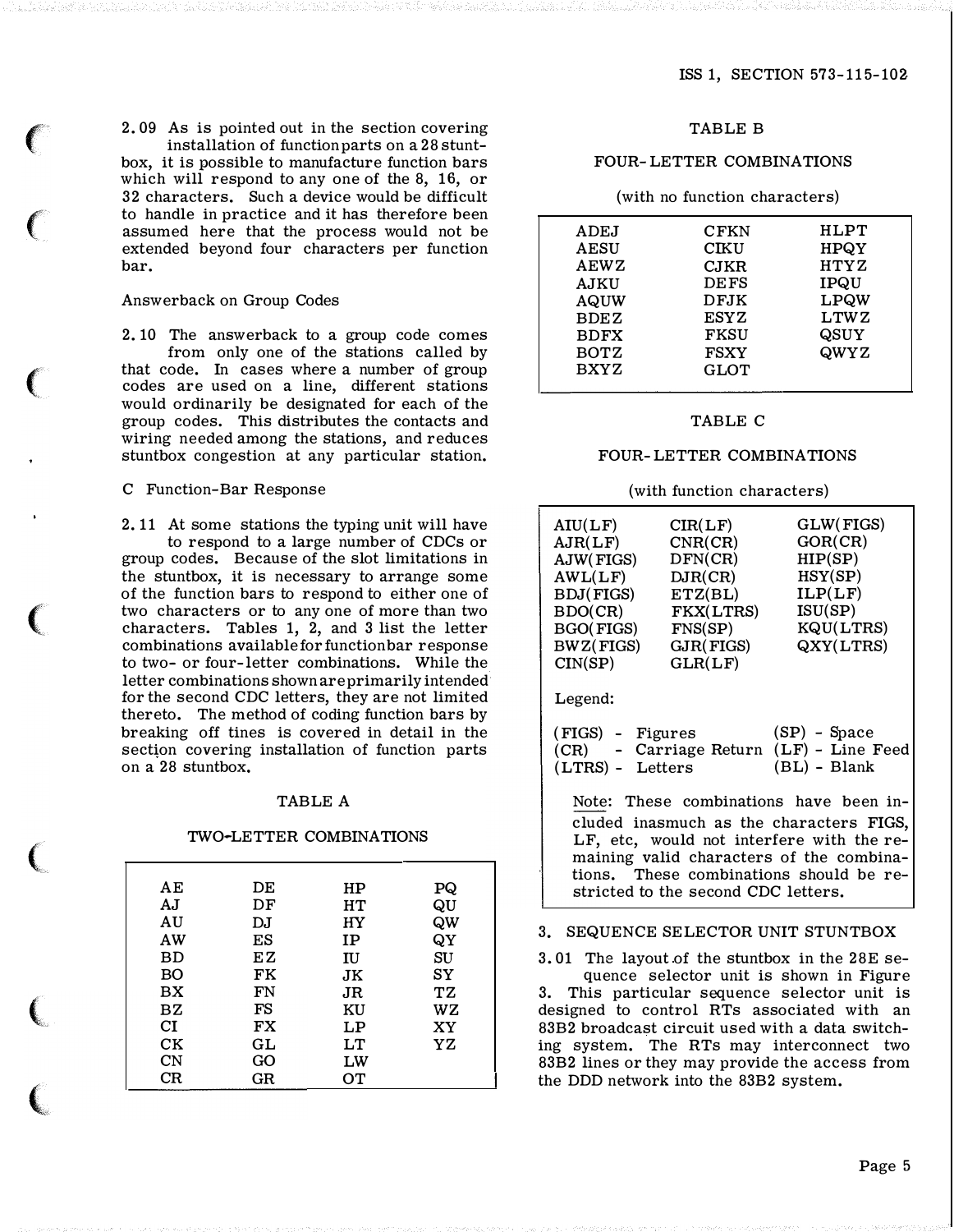2.09 As is pointed out in the section covering installation of function parts on a 28 stuntbox, it is possible to manufacture function bars which will respond to any one of the 8, 16, or 32 characters. Such a device would be difficult to handle in practice and it has therefore been assumed here that the process would not be extended beyond four characters per function bar.

Answerback on Group Codes

2.10 The answerback to a group code comes from only one of the stations called by that code. In cases where a number of group codes are used on a line, different stations would ordinarily be designated for each of the group codes. This distributes the contacts and wiring needed among the stations, and reduces stuntbox congestion at any particular station.

C Function-Bar Response

2.11 At some stations the typing unit will have to respond to a large number of CDCs or group codes. Because of the slot limitations in the stuntbox, it is necessary to arrange some of the function bars to respond to either one of two characters or to any one of more than two characters. Tables 1, 2, and 3 list the letter combinations available for function bar response to two- or four-letter combinations. While the letter combinations shown are primarily intended for the second CDC letters, they are not limited thereto. The method of coding function bars by breaking off tines is covered in detail in the section covering installation of function parts on a 28 stuntbox.

TABLE A

TWO-LETTER COMBINATIONS

| | | | |
|---|---|---|---|
| AE | DE | HP | PQ |
| AJ | DF | HT | QU |
| AU | DJ | HY | QW |
| AW | ES | IP | QY |
| BD | EZ | IU | SU |
| BO | FK | JK | SY |
| BX | FN | JR | TZ |
| BZ | FS | KU | WZ |
| CI | FX | LP | XY |
| CK | GL | LT | YZ |
| CN | GO | LW | |
| CR | GR | OT | |

TABLE B

FOUR-LETTER COMBINATIONS

(with no function characters)

| | | |
|---|---|---|
| ADEJ | CFKN | HLPT |
| AESU | CIKU | HPQY |
| AEWZ | CJKR | HTYZ |
| AJKU | DEFS | IPQU |
| AQUW | DFJK | LPQW |
| BDEZ | ESYZ | LTWZ |
| BDFX | FKSU | QSUY |
| BOTZ | FSXY | QWYZ |
| BXYZ | GLOT | |

TABLE C

FOUR-LETTER COMBINATIONS

(with function characters)

| | | |
|---|---|---|
| AIU(LF) | CIR(LF) | GLW(FIGS) |
| AJR(LF) | CNR(CR) | GOR(CR) |
| AJW(FIGS) | DFN(CR) | HIP(SP) |
| AWL(LF) | DJR(CR) | HSY(SP) |
| BDJ(FIGS) | ETZ(BL) | ILP(LF) |
| BDO(CR) | FKX(LTRS) | ISU(SP) |
| BGO(FIGS) | FNS(SP) | KQU(LTRS) |
| BWZ(FIGS) | GJR(FIGS) | QXY(LTRS) |
| CIN(SP) | GLR(LF) | |

Legend:

(FIGS) - Figures (SP) - Space
(CR) - Carriage Return (LF) - Line Feed
(LTRS) - Letters (BL) - Blank

Note: These combinations have been included inasmuch as the characters FIGS, LF, etc, would not interfere with the remaining valid characters of the combinations. These combinations should be restricted to the second CDC letters.

## 3. SEQUENCE SELECTOR UNIT STUNTBOX

3.01 The layout of the stuntbox in the 28E sequence selector unit is shown in Figure 3. This particular sequence selector unit is designed to control RTs associated with an 83B2 broadcast circuit used with a data switching system. The RTs may interconnect two 83B2 lines or they may provide the access from the DDD network into the 83B2 system.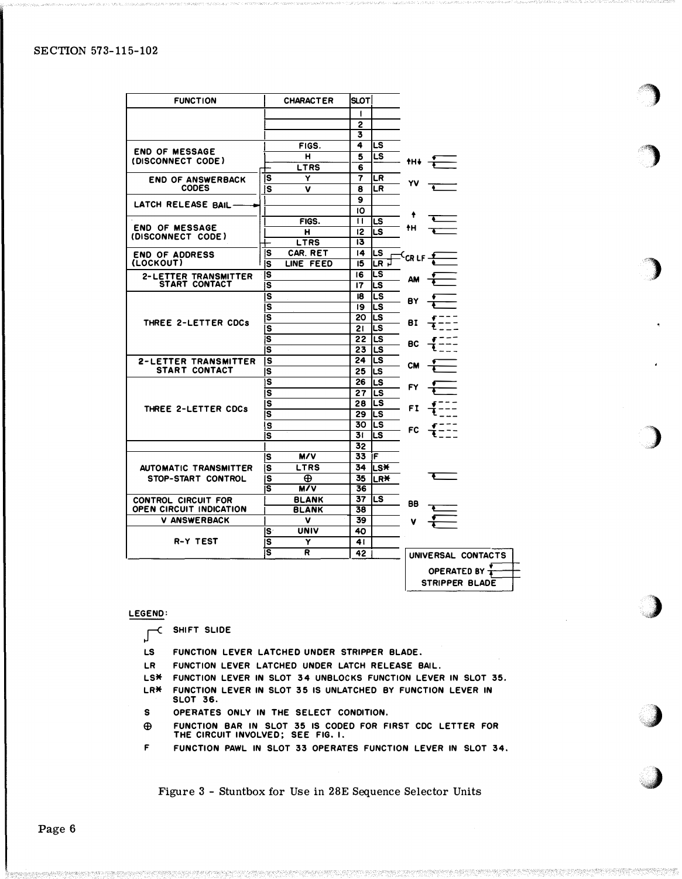| FUNCTION | | CHARACTER | SLOT | | |
|---|---|---|---|---|---|
| | | | 1 | | |
| | | | 2 | | |
| | | | 3 | | |
| END OF MESSAGE (DISCONNECT CODE) | | FIGS. | 4 | LS | ↑H↓ |
| | | H | 5 | LS | |
| | | LTRS | 6 | | |
| END OF ANSWERBACK CODES | S | Y | 7 | LR | YV |
| | S | V | 8 | LR | |
| LATCH RELEASE BAIL | | | 9 | | |
| | | | 10 | | ↑ |
| END OF MESSAGE (DISCONNECT CODE) | | FIGS. | 11 | LS | ↑H |
| | | H | 12 | LS | |
| | | LTRS | 13 | | |
| END OF ADDRESS (LOCKOUT) | S | CAR. RET | 14 | LS | CR LF |
| | S | LINE FEED | 15 | LR | |
| 2-LETTER TRANSMITTER START CONTACT | S | | 16 | LS | AM |
| | S | | 17 | LS | |
| THREE 2-LETTER CDCs | S | | 18 | LS | BY |
| | S | | 19 | LS | |
| | S | | 20 | LS | BI |
| | S | | 21 | LS | |
| | S | | 22 | LS | BC |
| | S | | 23 | LS | |
| 2-LETTER TRANSMITTER START CONTACT | S | | 24 | LS | CM |
| | S | | 25 | LS | |
| THREE 2-LETTER CDCs | S | | 26 | LS | FY |
| | S | | 27 | LS | |
| | S | | 28 | LS | FI |
| | S | | 29 | LS | |
| | S | | 30 | LS | FC |
| | S | | 31 | LS | |
| | | | 32 | | |
| AUTOMATIC TRANSMITTER STOP-START CONTROL | S | M/V | 33 | F | |
| | S | LTRS | 34 | LS* | |
| | S | ⊕ | 35 | LR* | |
| | S | M/V | 36 | | |
| CONTROL CIRCUIT FOR OPEN CIRCUIT INDICATION | | BLANK | 37 | LS | BB |
| | | BLANK | 38 | | |
| V ANSWERBACK | | V | 39 | | V |
| R-Y TEST | S | UNIV | 40 | | |
| | S | Y | 41 | | |
| | S | R | 42 | | |

UNIVERSAL CONTACTS OPERATED BY STRIPPER BLADE

LEGEND:

- SHIFT SLIDE
- LS FUNCTION LEVER LATCHED UNDER STRIPPER BLADE.
- LR FUNCTION LEVER LATCHED UNDER LATCH RELEASE BAIL.
- LS* FUNCTION LEVER IN SLOT 34 UNBLOCKS FUNCTION LEVER IN SLOT 35.
- LR* FUNCTION LEVER IN SLOT 35 IS UNLATCHED BY FUNCTION LEVER IN SLOT 36.
- S OPERATES ONLY IN THE SELECT CONDITION.
- ⊕ FUNCTION BAR IN SLOT 35 IS CODED FOR FIRST CDC LETTER FOR THE CIRCUIT INVOLVED; SEE FIG. 1.
- F FUNCTION PAWL IN SLOT 33 OPERATES FUNCTION LEVER IN SLOT 34.

Figure 3 - Stuntbox for Use in 28E Sequence Selector Units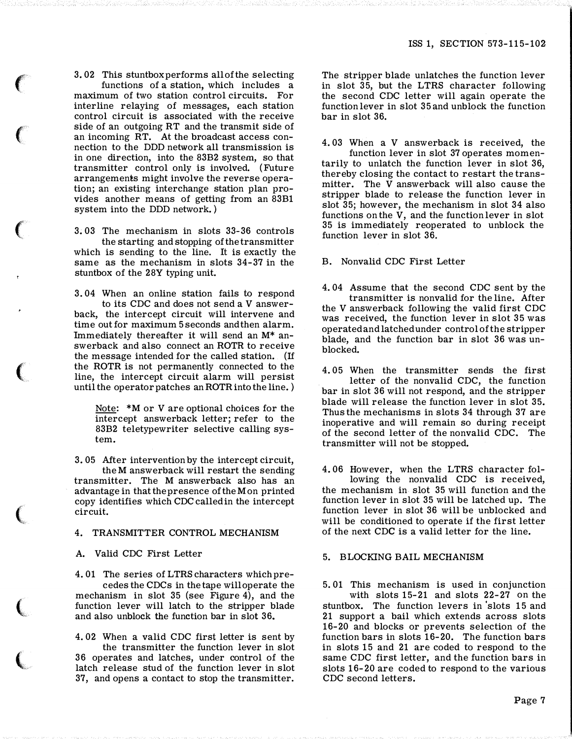3.02 This stuntbox performs all of the selecting functions of a station, which includes a maximum of two station control circuits. For interline relaying of messages, each station control circuit is associated with the receive side of an outgoing RT and the transmit side of an incoming RT. At the broadcast access connection to the DDD network all transmission is in one direction, into the 83B2 system, so that transmitter control only is involved. (Future arrangements might involve the reverse operation; an existing interchange station plan provides another means of getting from an 83B1 system into the DDD network.)

3.03 The mechanism in slots 33-36 controls the starting and stopping of the transmitter which is sending to the line. It is exactly the same as the mechanism in slots 34-37 in the stuntbox of the 28Y typing unit.

3.04 When an online station fails to respond to its CDC and does not send a V answerback, the intercept circuit will intervene and time out for maximum 5 seconds and then alarm. Immediately thereafter it will send an M* answerback and also connect an ROTR to receive the message intended for the called station. (If the ROTR is not permanently connected to the line, the intercept circuit alarm will persist until the operator patches an ROTR into the line.)

> Note: *M or V are optional choices for the intercept answerback letter; refer to the 83B2 teletypewriter selective calling system.

3.05 After intervention by the intercept circuit, the M answerback will restart the sending transmitter. The M answerback also has an advantage in that the presence of the M on printed copy identifies which CDC called in the intercept circuit.

## 4. TRANSMITTER CONTROL MECHANISM

### A. Valid CDC First Letter

4.01 The series of LTRS characters which precedes the CDCs in the tape will operate the mechanism in slot 35 (see Figure 4), and the function lever will latch to the stripper blade and also unblock the function bar in slot 36.

4.02 When a valid CDC first letter is sent by the transmitter the function lever in slot 36 operates and latches, under control of the latch release stud of the function lever in slot 37, and opens a contact to stop the transmitter. The stripper blade unlatches the function lever in slot 35, but the LTRS character following the second CDC letter will again operate the function lever in slot 35 and unblock the function bar in slot 36.

4.03 When a V answerback is received, the function lever in slot 37 operates momentarily to unlatch the function lever in slot 36, thereby closing the contact to restart the transmitter. The V answerback will also cause the stripper blade to release the function lever in slot 35; however, the mechanism in slot 34 also functions on the V, and the function lever in slot 35 is immediately reoperated to unblock the function lever in slot 36.

### B. Nonvalid CDC First Letter

4.04 Assume that the second CDC sent by the transmitter is nonvalid for the line. After the V answerback following the valid first CDC was received, the function lever in slot 35 was operated and latched under control of the stripper blade, and the function bar in slot 36 was unblocked.

4.05 When the transmitter sends the first letter of the nonvalid CDC, the function bar in slot 36 will not respond, and the stripper blade will release the function lever in slot 35. Thus the mechanisms in slots 34 through 37 are inoperative and will remain so during receipt of the second letter of the nonvalid CDC. The transmitter will not be stopped.

4.06 However, when the LTRS character following the nonvalid CDC is received, the mechanism in slot 35 will function and the function lever in slot 35 will be latched up. The function lever in slot 36 will be unblocked and will be conditioned to operate if the first letter of the next CDC is a valid letter for the line.

## 5. BLOCKING BAIL MECHANISM

5.01 This mechanism is used in conjunction with slots 15-21 and slots 22-27 on the stuntbox. The function levers in slots 15 and 21 support a bail which extends across slots 16-20 and blocks or prevents selection of the function bars in slots 16-20. The function bars in slots 15 and 21 are coded to respond to the same CDC first letter, and the function bars in slots 16-20 are coded to respond to the various CDC second letters.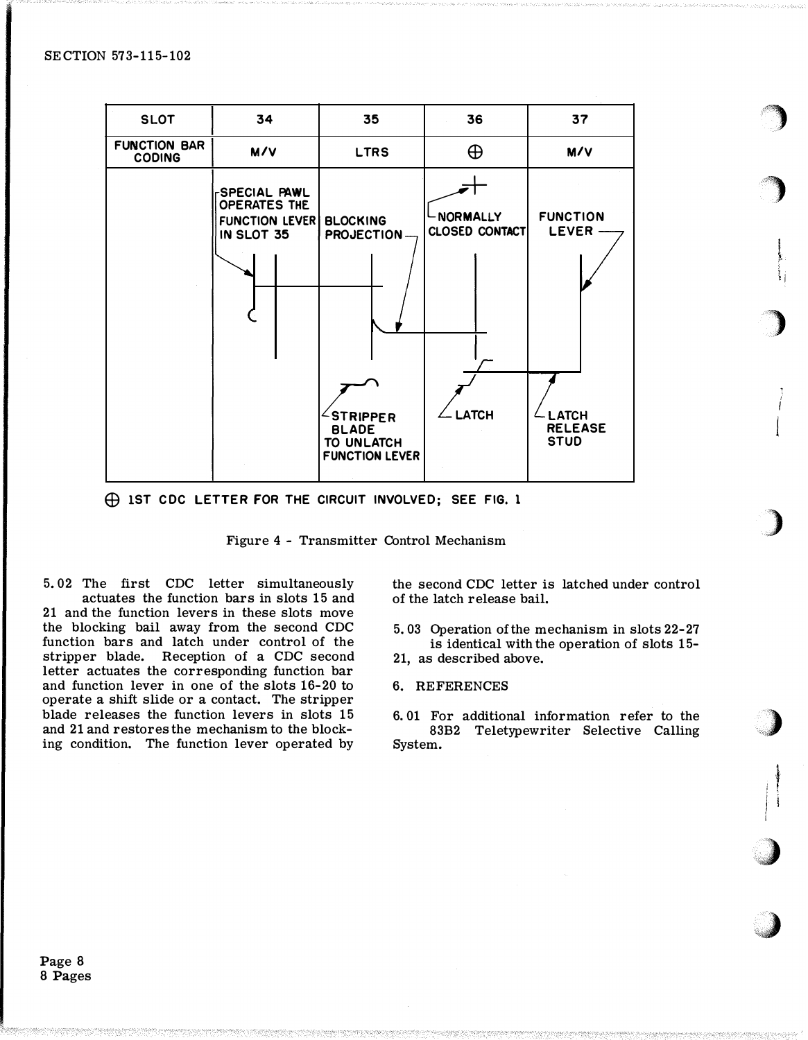| SLOT | 34 | 35 | 36 | 37 |
| --- | --- | --- | --- | --- |
| FUNCTION BAR CODING | M/V | LTRS | ⊕ | M/V |

SPECIAL PAWL OPERATES THE FUNCTION LEVER IN SLOT 35

BLOCKING PROJECTION

NORMALLY CLOSED CONTACT

FUNCTION LEVER

STRIPPER BLADE TO UNLATCH FUNCTION LEVER

LATCH

LATCH RELEASE STUD

⊕ 1ST CDC LETTER FOR THE CIRCUIT INVOLVED; SEE FIG. 1

Figure 4 - Transmitter Control Mechanism

5.02 The first CDC letter simultaneously actuates the function bars in slots 15 and 21 and the function levers in these slots move the blocking bail away from the second CDC function bars and latch under control of the stripper blade. Reception of a CDC second letter actuates the corresponding function bar and function lever in one of the slots 16-20 to operate a shift slide or a contact. The stripper blade releases the function levers in slots 15 and 21 and restores the mechanism to the blocking condition. The function lever operated by the second CDC letter is latched under control of the latch release bail.

5.03 Operation of the mechanism in slots 22-27 is identical with the operation of slots 15-21, as described above.

## 6. REFERENCES

6.01 For additional information refer to the 83B2 Teletypewriter Selective Calling System.